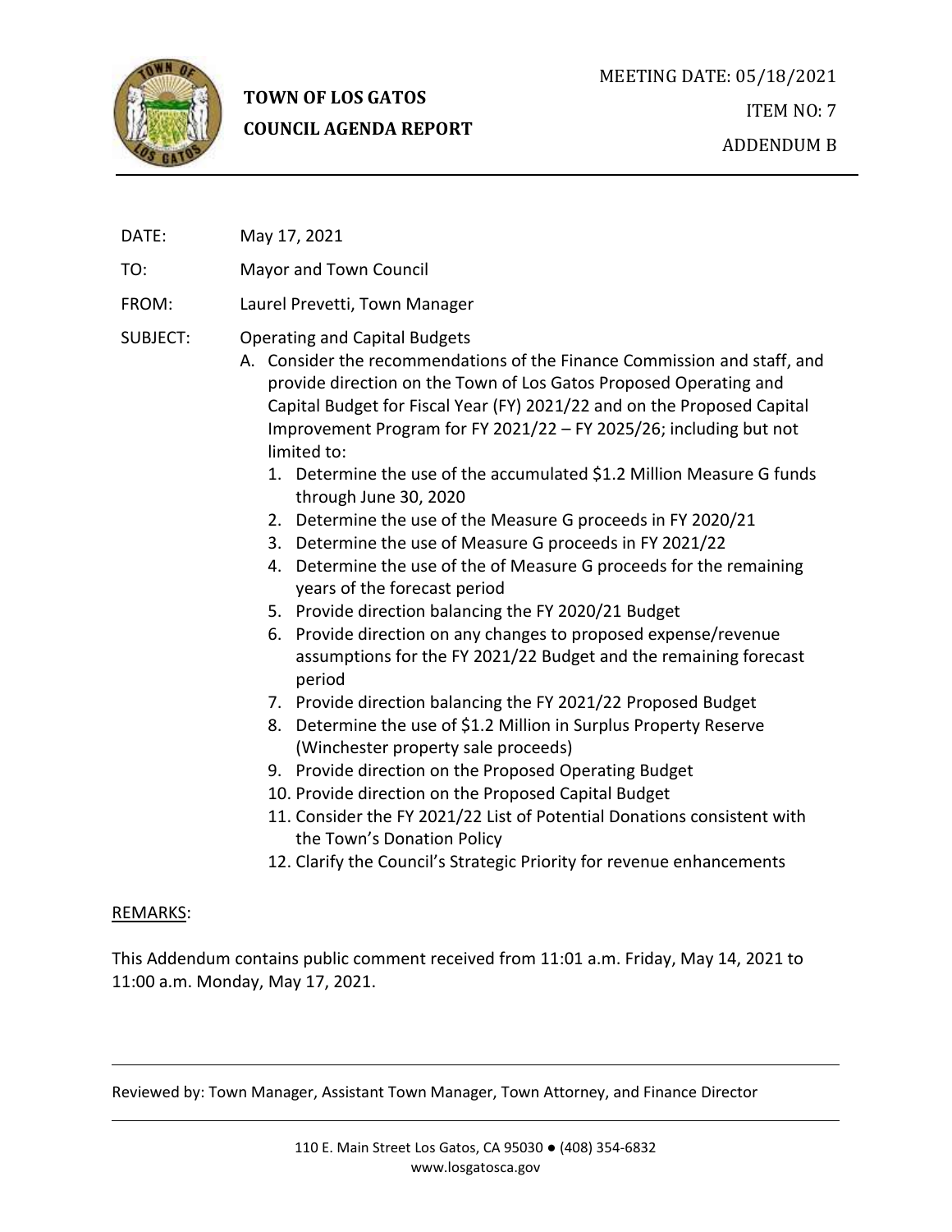**TOWN OF LOS GATOS**
**COUNCIL AGENDA REPORT**

MEETING DATE: 05/18/2021
ITEM NO: 7
ADDENDUM B

DATE: May 17, 2021

TO: Mayor and Town Council

FROM: Laurel Prevetti, Town Manager

SUBJECT: Operating and Capital Budgets

A. Consider the recommendations of the Finance Commission and staff, and provide direction on the Town of Los Gatos Proposed Operating and Capital Budget for Fiscal Year (FY) 2021/22 and on the Proposed Capital Improvement Program for FY 2021/22 – FY 2025/26; including but not limited to:
   1. Determine the use of the accumulated $1.2 Million Measure G funds through June 30, 2020
   2. Determine the use of the Measure G proceeds in FY 2020/21
   3. Determine the use of Measure G proceeds in FY 2021/22
   4. Determine the use of the of Measure G proceeds for the remaining years of the forecast period
   5. Provide direction balancing the FY 2020/21 Budget
   6. Provide direction on any changes to proposed expense/revenue assumptions for the FY 2021/22 Budget and the remaining forecast period
   7. Provide direction balancing the FY 2021/22 Proposed Budget
   8. Determine the use of $1.2 Million in Surplus Property Reserve (Winchester property sale proceeds)
   9. Provide direction on the Proposed Operating Budget
   10. Provide direction on the Proposed Capital Budget
   11. Consider the FY 2021/22 List of Potential Donations consistent with the Town's Donation Policy
   12. Clarify the Council's Strategic Priority for revenue enhancements

REMARKS:

This Addendum contains public comment received from 11:01 a.m. Friday, May 14, 2021 to 11:00 a.m. Monday, May 17, 2021.

Reviewed by: Town Manager, Assistant Town Manager, Town Attorney, and Finance Director

110 E. Main Street Los Gatos, CA 95030 ● (408) 354-6832
www.losgatosca.gov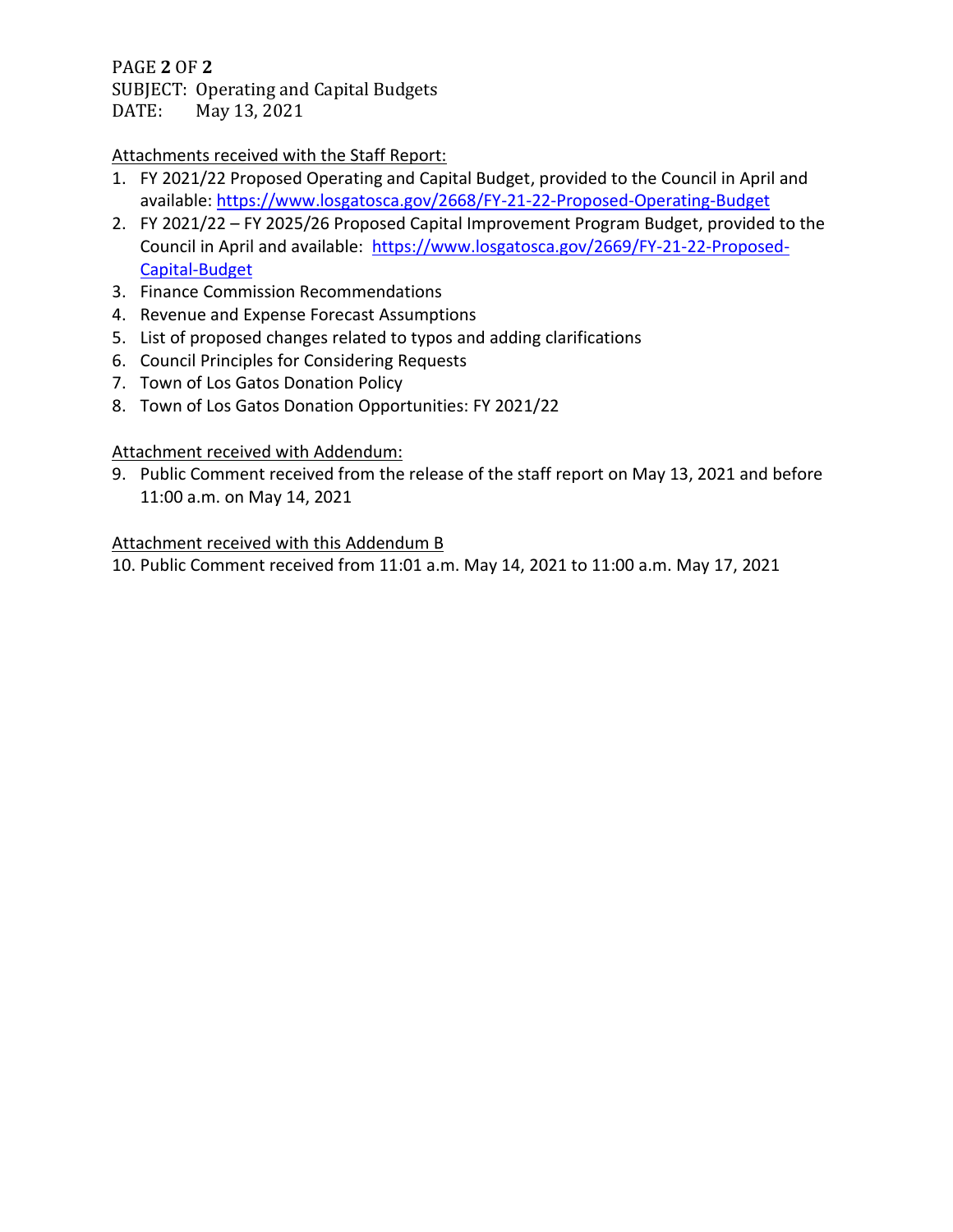SUBJECT: Operating and Capital Budgets
DATE: May 13, 2021

Attachments received with the Staff Report:

1. FY 2021/22 Proposed Operating and Capital Budget, provided to the Council in April and available: https://www.losgatosca.gov/2668/FY-21-22-Proposed-Operating-Budget
2. FY 2021/22 – FY 2025/26 Proposed Capital Improvement Program Budget, provided to the Council in April and available: https://www.losgatosca.gov/2669/FY-21-22-Proposed-Capital-Budget
3. Finance Commission Recommendations
4. Revenue and Expense Forecast Assumptions
5. List of proposed changes related to typos and adding clarifications
6. Council Principles for Considering Requests
7. Town of Los Gatos Donation Policy
8. Town of Los Gatos Donation Opportunities: FY 2021/22

Attachment received with Addendum:

9. Public Comment received from the release of the staff report on May 13, 2021 and before 11:00 a.m. on May 14, 2021

Attachment received with this Addendum B

10. Public Comment received from 11:01 a.m. May 14, 2021 to 11:00 a.m. May 17, 2021